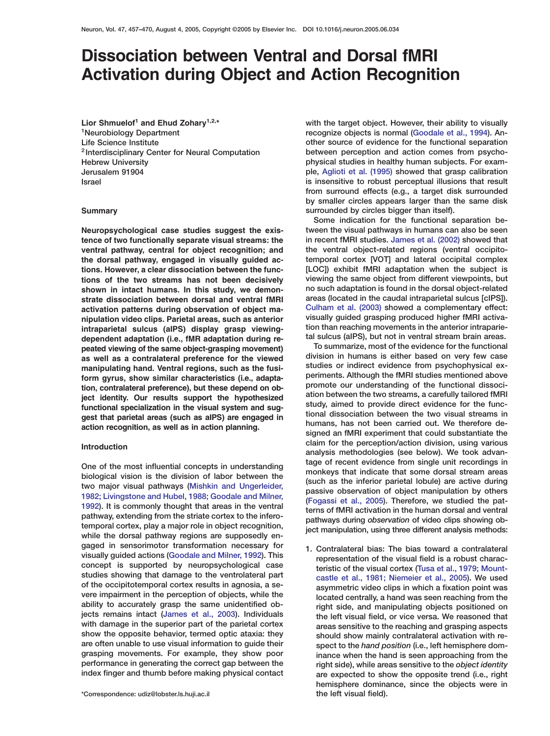# Dissociation between Ventral and Dorsal fMRI Activation during Object and Action Recognition

**Lior Shmuelof[1] and Ehud Zohary[1,2,*]**
[1]Neurobiology Department
Life Science Institute
[2]Interdisciplinary Center for Neural Computation
Hebrew University
Jerusalem 91904
Israel

## Summary

**Neuropsychological case studies suggest the existence of two functionally separate visual streams: the ventral pathway, central for object recognition; and the dorsal pathway, engaged in visually guided actions. However, a clear dissociation between the functions of the two streams has not been decisively shown in intact humans. In this study, we demonstrate dissociation between dorsal and ventral fMRI activation patterns during observation of object manipulation video clips. Parietal areas, such as anterior intraparietal sulcus (aIPS) display grasp viewing-dependent adaptation (i.e., fMR adaptation during repeated viewing of the same object-grasping movement) as well as a contralateral preference for the viewed manipulating hand. Ventral regions, such as the fusiform gyrus, show similar characteristics (i.e., adaptation, contralateral preference), but these depend on object identity. Our results support the hypothesized functional specialization in the visual system and suggest that parietal areas (such as aIPS) are engaged in action recognition, as well as in action planning.**

## Introduction

One of the most influential concepts in understanding biological vision is the division of labor between the two major visual pathways (Mishkin and Ungerleider, 1982; Livingstone and Hubel, 1988; Goodale and Milner, 1992). It is commonly thought that areas in the ventral pathway, extending from the striate cortex to the inferotemporal cortex, play a major role in object recognition, while the dorsal pathway regions are supposedly engaged in sensorimotor transformation necessary for visually guided actions (Goodale and Milner, 1992). This concept is supported by neuropsychological case studies showing that damage to the ventrolateral part of the occipitotemporal cortex results in agnosia, a severe impairment in the perception of objects, while the ability to accurately grasp the same unidentified objects remains intact (James et al., 2003). Individuals with damage in the superior part of the parietal cortex show the opposite behavior, termed optic ataxia: they are often unable to use visual information to guide their grasping movements. For example, they show poor performance in generating the correct gap between the index finger and thumb before making physical contact with the target object. However, their ability to visually recognize objects is normal (Goodale et al., 1994). Another source of evidence for the functional separation between perception and action comes from psychophysical studies in healthy human subjects. For example, Aglioti et al. (1995) showed that grasp calibration is insensitive to robust perceptual illusions that result from surround effects (e.g., a target disk surrounded by smaller circles appears larger than the same disk surrounded by circles bigger than itself).

Some indication for the functional separation between the visual pathways in humans can also be seen in recent fMRI studies. James et al. (2002) showed that the ventral object-related regions (ventral occipitotemporal cortex [VOT] and lateral occipital complex [LOC]) exhibit fMRI adaptation when the subject is viewing the same object from different viewpoints, but no such adaptation is found in the dorsal object-related areas (located in the caudal intraparietal sulcus [cIPS]). Culham et al. (2003) showed a complementary effect: visually guided grasping produced higher fMRI activation than reaching movements in the anterior intraparietal sulcus (aIPS), but not in ventral stream brain areas.

To summarize, most of the evidence for the functional division in humans is either based on very few case studies or indirect evidence from psychophysical experiments. Although the fMRI studies mentioned above promote our understanding of the functional dissociation between the two streams, a carefully tailored fMRI study, aimed to provide direct evidence for the functional dissociation between the two visual streams in humans, has not been carried out. We therefore designed an fMRI experiment that could substantiate the claim for the perception/action division, using various analysis methodologies (see below). We took advantage of recent evidence from single unit recordings in monkeys that indicate that some dorsal stream areas (such as the inferior parietal lobule) are active during passive observation of object manipulation by others (Fogassi et al., 2005). Therefore, we studied the patterns of fMRI activation in the human dorsal and ventral pathways during *observation* of video clips showing object manipulation, using three different analysis methods:

1. Contralateral bias: The bias toward a contralateral representation of the visual field is a robust characteristic of the visual cortex (Tusa et al., 1979; Mountcastle et al., 1981; Niemeier et al., 2005). We used asymmetric video clips in which a fixation point was located centrally, a hand was seen reaching from the right side, and manipulating objects positioned on the left visual field, or vice versa. We reasoned that areas sensitive to the reaching and grasping aspects should show mainly contralateral activation with respect to the *hand position* (i.e., left hemisphere dominance when the hand is seen approaching from the right side), while areas sensitive to the *object identity* are expected to show the opposite trend (i.e., right hemisphere dominance, since the objects were in the left visual field).

*Correspondence: udiz@lobster.ls.huji.ac.il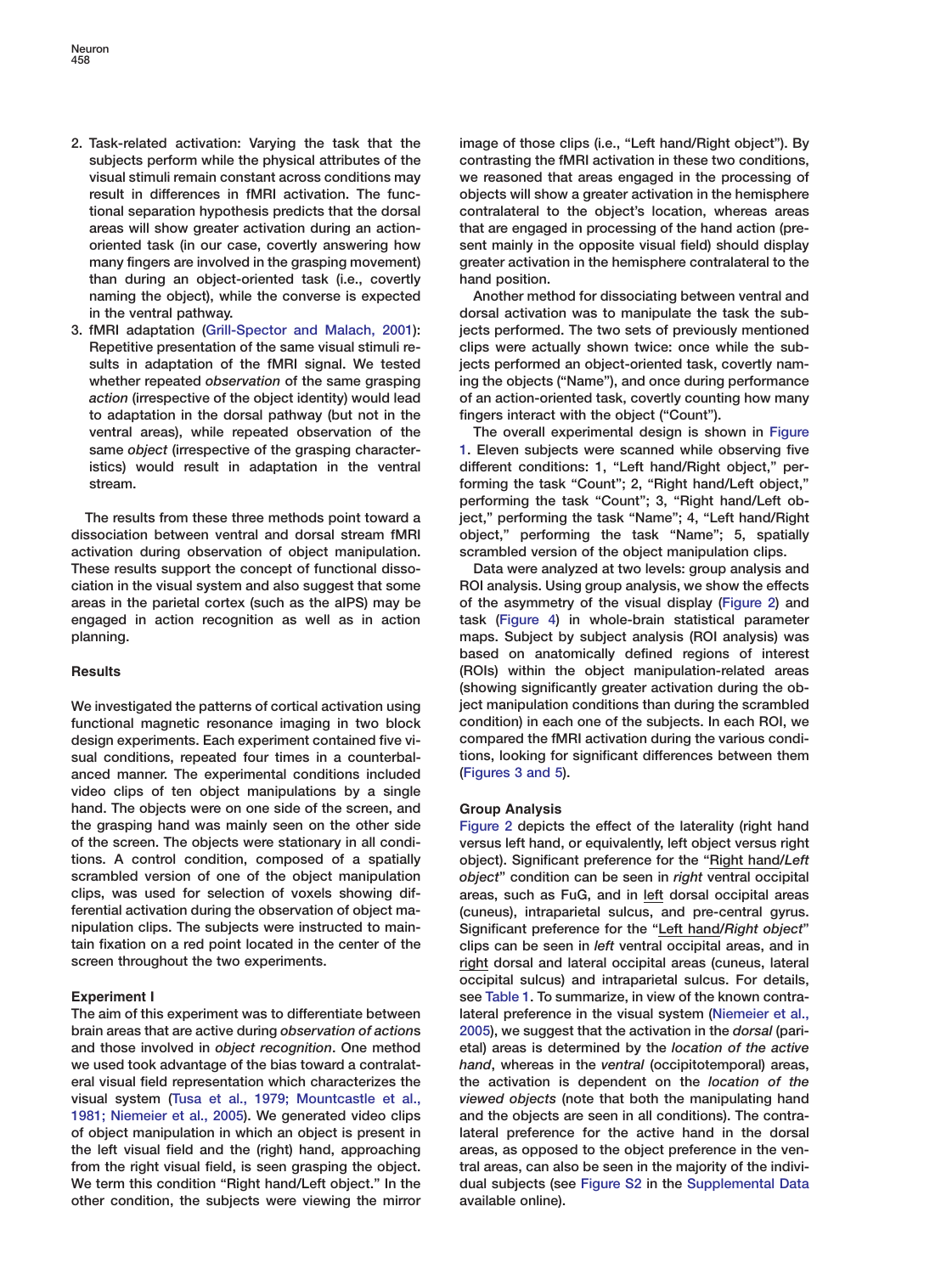2. Task-related activation: Varying the task that the subjects perform while the physical attributes of the visual stimuli remain constant across conditions may result in differences in fMRI activation. The functional separation hypothesis predicts that the dorsal areas will show greater activation during an action-oriented task (in our case, covertly answering how many fingers are involved in the grasping movement) than during an object-oriented task (i.e., covertly naming the object), while the converse is expected in the ventral pathway.
3. fMRI adaptation (Grill-Spector and Malach, 2001): Repetitive presentation of the same visual stimuli results in adaptation of the fMRI signal. We tested whether repeated *observation* of the same grasping *action* (irrespective of the object identity) would lead to adaptation in the dorsal pathway (but not in the ventral areas), while repeated observation of the same *object* (irrespective of the grasping characteristics) would result in adaptation in the ventral stream.

The results from these three methods point toward a dissociation between ventral and dorsal stream fMRI activation during observation of object manipulation. These results support the concept of functional dissociation in the visual system and also suggest that some areas in the parietal cortex (such as the aIPS) may be engaged in action recognition as well as in action planning.

## Results

We investigated the patterns of cortical activation using functional magnetic resonance imaging in two block design experiments. Each experiment contained five visual conditions, repeated four times in a counterbalanced manner. The experimental conditions included video clips of ten object manipulations by a single hand. The objects were on one side of the screen, and the grasping hand was mainly seen on the other side of the screen. The objects were stationary in all conditions. A control condition, composed of a spatially scrambled version of one of the object manipulation clips, was used for selection of voxels showing differential activation during the observation of object manipulation clips. The subjects were instructed to maintain fixation on a red point located in the center of the screen throughout the two experiments.

### Experiment I

The aim of this experiment was to differentiate between brain areas that are active during *observation of actions* and those involved in *object recognition*. One method we used took advantage of the bias toward a contralateral visual field representation which characterizes the visual system (Tusa et al., 1979; Mountcastle et al., 1981; Niemeier et al., 2005). We generated video clips of object manipulation in which an object is present in the left visual field and the (right) hand, approaching from the right visual field, is seen grasping the object. We term this condition "Right hand/Left object." In the other condition, the subjects were viewing the mirror image of those clips (i.e., "Left hand/Right object"). By contrasting the fMRI activation in these two conditions, we reasoned that areas engaged in the processing of objects will show a greater activation in the hemisphere contralateral to the object's location, whereas areas that are engaged in processing of the hand action (present mainly in the opposite visual field) should display greater activation in the hemisphere contralateral to the hand position.

Another method for dissociating between ventral and dorsal activation was to manipulate the task the subjects performed. The two sets of previously mentioned clips were actually shown twice: once while the subjects performed an object-oriented task, covertly naming the objects ("Name"), and once during performance of an action-oriented task, covertly counting how many fingers interact with the object ("Count").

The overall experimental design is shown in Figure 1. Eleven subjects were scanned while observing five different conditions: 1, "Left hand/Right object," performing the task "Count"; 2, "Right hand/Left object," performing the task "Count"; 3, "Right hand/Left object," performing the task "Name"; 4, "Left hand/Right object," performing the task "Name"; 5, spatially scrambled version of the object manipulation clips.

Data were analyzed at two levels: group analysis and ROI analysis. Using group analysis, we show the effects of the asymmetry of the visual display (Figure 2) and task (Figure 4) in whole-brain statistical parameter maps. Subject by subject analysis (ROI analysis) was based on anatomically defined regions of interest (ROIs) within the object manipulation-related areas (showing significantly greater activation during the object manipulation conditions than during the scrambled condition) in each one of the subjects. In each ROI, we compared the fMRI activation during the various conditions, looking for significant differences between them (Figures 3 and 5).

### Group Analysis

Figure 2 depicts the effect of the laterality (right hand versus left hand, or equivalently, left object versus right object). Significant preference for the "Right hand/*Left object*" condition can be seen in *right* ventral occipital areas, such as FuG, and in left dorsal occipital areas (cuneus), intraparietal sulcus, and pre-central gyrus. Significant preference for the "Left hand/*Right object*" clips can be seen in *left* ventral occipital areas, and in right dorsal and lateral occipital areas (cuneus, lateral occipital sulcus) and intraparietal sulcus. For details, see Table 1. To summarize, in view of the known contralateral preference in the visual system (Niemeier et al., 2005), we suggest that the activation in the *dorsal* (parietal) areas is determined by the *location of the active hand*, whereas in the *ventral* (occipitotemporal) areas, the activation is dependent on the *location of the viewed objects* (note that both the manipulating hand and the objects are seen in all conditions). The contralateral preference for the active hand in the dorsal areas, as opposed to the object preference in the ventral areas, can also be seen in the majority of the individual subjects (see Figure S2 in the Supplemental Data available online).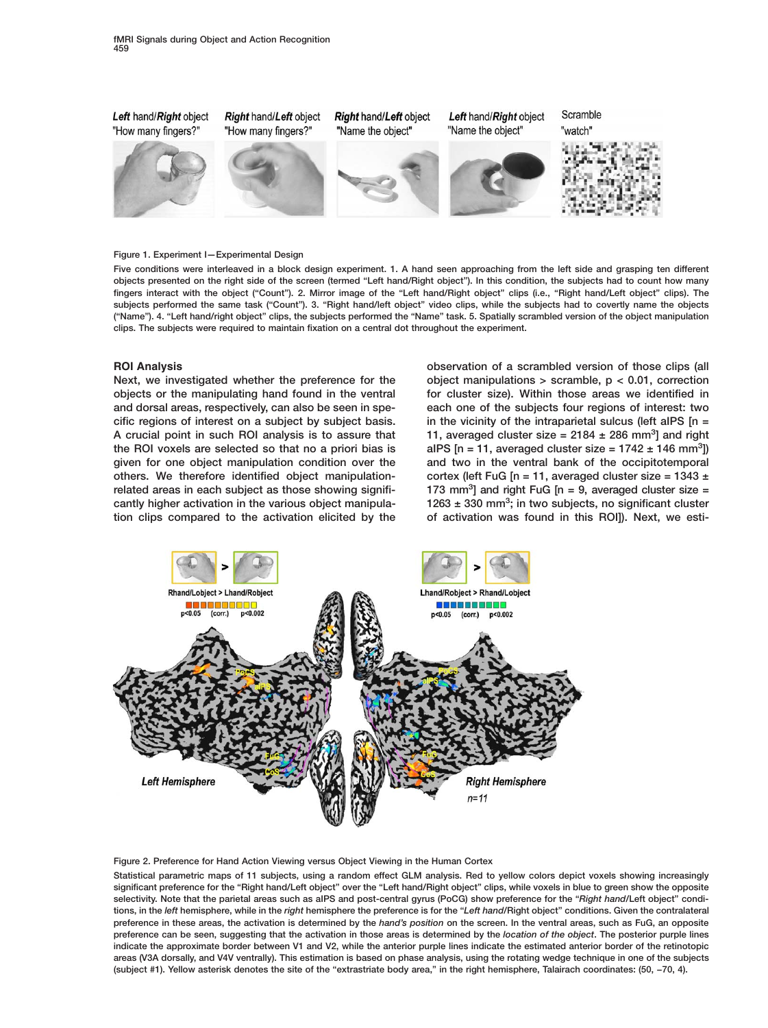Figure 1. Experiment I—Experimental Design

Five conditions were interleaved in a block design experiment. 1. A hand seen approaching from the left side and grasping ten different objects presented on the right side of the screen (termed "Left hand/Right object"). In this condition, the subjects had to count how many fingers interact with the object ("Count"). 2. Mirror image of the "Left hand/Right object" clips (i.e., "Right hand/Left object" clips). The subjects performed the same task ("Count"). 3. "Right hand/left object" video clips, while the subjects had to covertly name the objects ("Name"). 4. "Left hand/right object" clips, the subjects performed the "Name" task. 5. Spatially scrambled version of the object manipulation clips. The subjects were required to maintain fixation on a central dot throughout the experiment.

## ROI Analysis

Next, we investigated whether the preference for the objects or the manipulating hand found in the ventral and dorsal areas, respectively, can also be seen in specific regions of interest on a subject by subject basis. A crucial point in such ROI analysis is to assure that the ROI voxels are selected so that no a priori bias is given for one object manipulation condition over the others. We therefore identified object manipulation-related areas in each subject as those showing significantly higher activation in the various object manipulation clips compared to the activation elicited by the observation of a scrambled version of those clips (all object manipulations > scramble, $p < 0.01$, correction for cluster size). Within those areas we identified in each one of the subjects four regions of interest: two in the vicinity of the intraparietal sulcus (left aIPS [$n = 11$, averaged cluster size = $2184 \pm 286$ mm$^3$] and right aIPS [$n = 11$, averaged cluster size = $1742 \pm 146$ mm$^3$]) and two in the ventral bank of the occipitotemporal cortex (left FuG [$n = 11$, averaged cluster size = $1343 \pm 173$ mm$^3$] and right FuG [$n = 9$, averaged cluster size = $1263 \pm 330$ mm$^3$; in two subjects, no significant cluster of activation was found in this ROI]). Next, we esti-

Figure 2. Preference for Hand Action Viewing versus Object Viewing in the Human Cortex

Statistical parametric maps of 11 subjects, using a random effect GLM analysis. Red to yellow colors depict voxels showing increasingly significant preference for the "Right hand/Left object" over the "Left hand/Right object" clips, while voxels in blue to green show the opposite selectivity. Note that the parietal areas such as aIPS and post-central gyrus (PoCG) show preference for the "*Right hand*/Left object" conditions, in the *left* hemisphere, while in the *right* hemisphere the preference is for the "*Left hand*/Right object" conditions. Given the contralateral preference in these areas, the activation is determined by the *hand's position* on the screen. In the ventral areas, such as FuG, an opposite preference can be seen, suggesting that the activation in those areas is determined by the *location of the object*. The posterior purple lines indicate the approximate border between V1 and V2, while the anterior purple lines indicate the estimated anterior border of the retinotopic areas (V3A dorsally, and V4V ventrally). This estimation is based on phase analysis, using the rotating wedge technique in one of the subjects (subject #1). Yellow asterisk denotes the site of the "extrastriate body area," in the right hemisphere, Talairach coordinates: (50, −70, 4).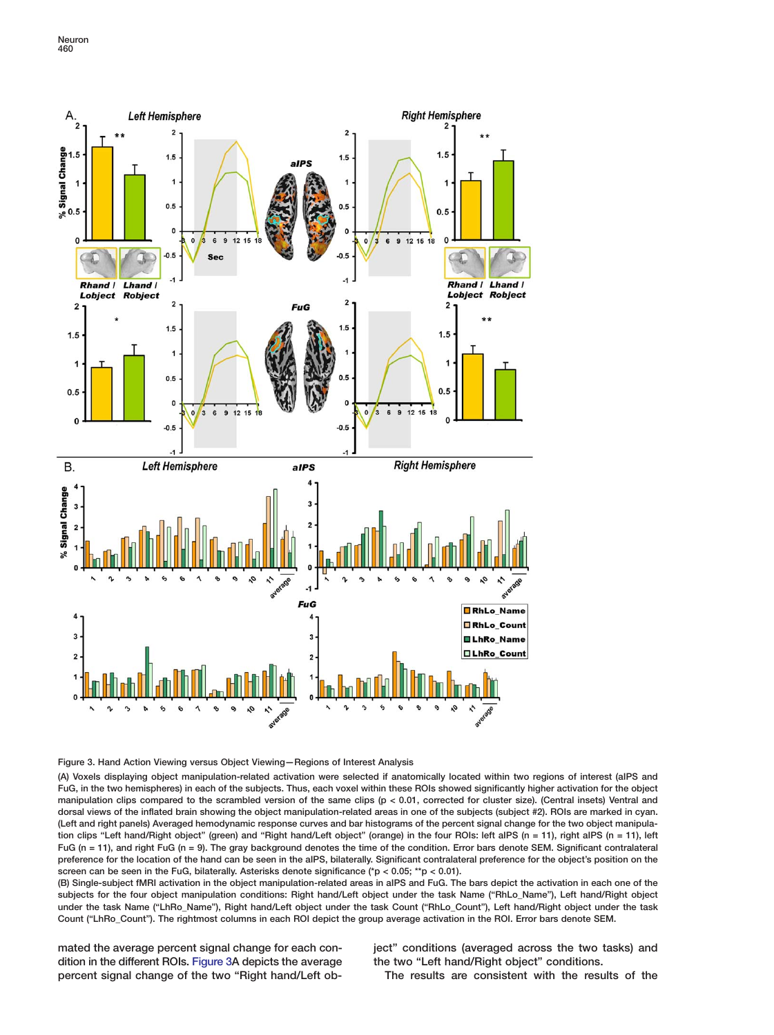Figure 3. Hand Action Viewing versus Object Viewing—Regions of Interest Analysis

(A) Voxels displaying object manipulation-related activation were selected if anatomically located within two regions of interest (aIPS and FuG, in the two hemispheres) in each of the subjects. Thus, each voxel within these ROIs showed significantly higher activation for the object manipulation clips compared to the scrambled version of the same clips ($p < 0.01$, corrected for cluster size). (Central insets) Ventral and dorsal views of the inflated brain showing the object manipulation-related areas in one of the subjects (subject #2). ROIs are marked in cyan. (Left and right panels) Averaged hemodynamic response curves and bar histograms of the percent signal change for the two object manipulation clips "Left hand/Right object" (green) and "Right hand/Left object" (orange) in the four ROIs: left aIPS ($n = 11$), right aIPS ($n = 11$), left FuG ($n = 11$), and right FuG ($n = 9$). The gray background denotes the time of the condition. Error bars denote SEM. Significant contralateral preference for the location of the hand can be seen in the aIPS, bilaterally. Significant contralateral preference for the object's position on the screen can be seen in the FuG, bilaterally. Asterisks denote significance (*$p < 0.05$; **$p < 0.01$).

(B) Single-subject fMRI activation in the object manipulation-related areas in aIPS and FuG. The bars depict the activation in each one of the subjects for the four object manipulation conditions: Right hand/Left object under the task Name ("RhLo_Name"), Left hand/Right object under the task Name ("LhRo_Name"), Right hand/Left object under the task Count ("RhLo_Count"), Left hand/Right object under the task Count ("LhRo_Count"). The rightmost columns in each ROI depict the group average activation in the ROI. Error bars denote SEM.

mated the average percent signal change for each condition in the different ROIs. Figure 3A depicts the average percent signal change of the two "Right hand/Left object" conditions (averaged across the two tasks) and the two "Left hand/Right object" conditions.

The results are consistent with the results of the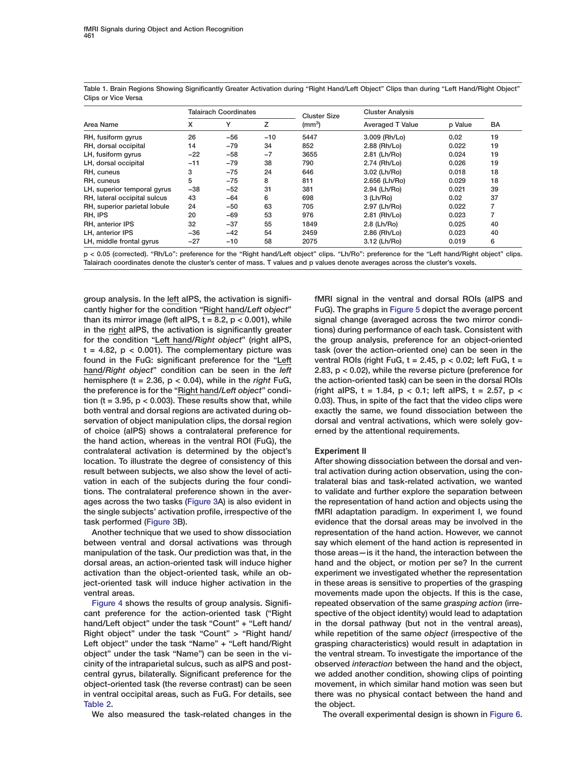Table 1. Brain Regions Showing Significantly Greater Activation during "Right Hand/Left Object" Clips than during "Left Hand/Right Object" Clips or Vice Versa

| Area Name | Talairach Coordinates | | | Cluster Size | Cluster Analysis | | |
|---|---|---|---|---|---|---|---|
| | X | Y | Z | (mm$^3$) | Averaged T Value | p Value | BA |
| RH, fusiform gyrus | 26 | −56 | −10 | 5447 | 3.009 (Rh/Lo) | 0.02 | 19 |
| RH, dorsal occipital | 14 | −79 | 34 | 852 | 2.88 (Rh/Lo) | 0.022 | 19 |
| LH, fusiform gyrus | −22 | −58 | −7 | 3655 | 2.81 (Lh/Ro) | 0.024 | 19 |
| LH, dorsal occipital | −11 | −79 | 38 | 790 | 2.74 (Rh/Lo) | 0.026 | 19 |
| RH, cuneus | 3 | −75 | 24 | 646 | 3.02 (Lh/Ro) | 0.018 | 18 |
| RH, cuneus | 5 | −75 | 8 | 811 | 2.656 (Lh/Ro) | 0.029 | 18 |
| LH, superior temporal gyrus | −38 | −52 | 31 | 381 | 2.94 (Lh/Ro) | 0.021 | 39 |
| RH, lateral occipital sulcus | 43 | −64 | 6 | 698 | 3 (Lh/Ro) | 0.02 | 37 |
| RH, superior parietal lobule | 24 | −50 | 63 | 705 | 2.97 (Lh/Ro) | 0.022 | 7 |
| RH, IPS | 20 | −69 | 53 | 976 | 2.81 (Rh/Lo) | 0.023 | 7 |
| RH, anterior IPS | 32 | −37 | 55 | 1849 | 2.8 (Lh/Ro) | 0.025 | 40 |
| LH, anterior IPS | −36 | −42 | 54 | 2459 | 2.86 (Rh/Lo) | 0.023 | 40 |
| LH, middle frontal gyrus | −27 | −10 | 58 | 2075 | 3.12 (Lh/Ro) | 0.019 | 6 |

$p < 0.05$ (corrected). "Rh/Lo": preference for the "Right hand/Left object" clips. "Lh/Ro": preference for the "Left hand/Right object" clips. Talairach coordinates denote the cluster's center of mass. T values and p values denote averages across the cluster's voxels.

group analysis. In the left aIPS, the activation is significantly higher for the condition "Right hand/*Left object*" than its mirror image (left aIPS, $t = 8.2$, $p < 0.001$), while in the right aIPS, the activation is significantly greater for the condition "Left hand/*Right object*" (right aIPS, $t = 4.82$, $p < 0.001$). The complementary picture was found in the FuG: significant preference for the "Left hand/*Right object*" condition can be seen in the *left* hemisphere ($t = 2.36$, $p < 0.04$), while in the *right* FuG, the preference is for the "Right hand/*Left object*" condition ($t = 3.95$, $p < 0.003$). These results show that, while both ventral and dorsal regions are activated during observation of object manipulation clips, the dorsal region of choice (aIPS) shows a contralateral preference for the hand action, whereas in the ventral ROI (FuG), the contralateral activation is determined by the object's location. To illustrate the degree of consistency of this result between subjects, we also show the level of activation in each of the subjects during the four conditions. The contralateral preference shown in the averages across the two tasks (Figure 3A) is also evident in the single subjects' activation profile, irrespective of the task performed (Figure 3B).

Another technique that we used to show dissociation between ventral and dorsal activations was through manipulation of the task. Our prediction was that, in the dorsal areas, an action-oriented task will induce higher activation than the object-oriented task, while an object-oriented task will induce higher activation in the ventral areas.

Figure 4 shows the results of group analysis. Significant preference for the action-oriented task ("Right hand/Left object" under the task "Count" + "Left hand/Right object" under the task "Count" > "Right hand/Left object" under the task "Name" + "Left hand/Right object" under the task "Name") can be seen in the vicinity of the intraparietal sulcus, such as aIPS and postcentral gyrus, bilaterally. Significant preference for the object-oriented task (the reverse contrast) can be seen in ventral occipital areas, such as FuG. For details, see Table 2.

We also measured the task-related changes in the fMRI signal in the ventral and dorsal ROIs (aIPS and FuG). The graphs in Figure 5 depict the average percent signal change (averaged across the two mirror conditions) during performance of each task. Consistent with the group analysis, preference for an object-oriented task (over the action-oriented one) can be seen in the ventral ROIs (right FuG, $t = 2.45$, $p < 0.02$; left FuG, $t = 2.83$, $p < 0.02$), while the reverse picture (preference for the action-oriented task) can be seen in the dorsal ROIs (right aIPS, $t = 1.84$, $p < 0.1$; left aIPS, $t = 2.57$, $p < 0.03$). Thus, in spite of the fact that the video clips were exactly the same, we found dissociation between the dorsal and ventral activations, which were solely governed by the attentional requirements.

## Experiment II

After showing dissociation between the dorsal and ventral activation during action observation, using the contralateral bias and task-related activation, we wanted to validate and further explore the separation between the representation of hand action and objects using the fMRI adaptation paradigm. In experiment I, we found evidence that the dorsal areas may be involved in the representation of the hand action. However, we cannot say which element of the hand action is represented in those areas—is it the hand, the interaction between the hand and the object, or motion per se? In the current experiment we investigated whether the representation in these areas is sensitive to properties of the grasping movements made upon the objects. If this is the case, repeated observation of the same *grasping action* (irrespective of the object identity) would lead to adaptation in the dorsal pathway (but not in the ventral areas), while repetition of the same *object* (irrespective of the grasping characteristics) would result in adaptation in the ventral stream. To investigate the importance of the observed *interaction* between the hand and the object, we added another condition, showing clips of pointing movement, in which similar hand motion was seen but there was no physical contact between the hand and the object.

The overall experimental design is shown in Figure 6.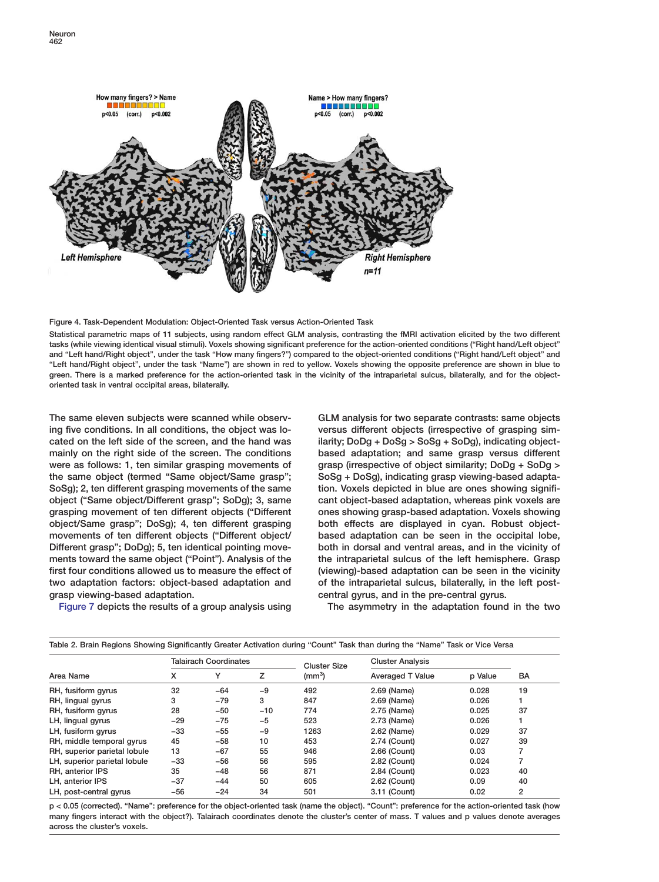Figure 4. Task-Dependent Modulation: Object-Oriented Task versus Action-Oriented Task

Statistical parametric maps of 11 subjects, using random effect GLM analysis, contrasting the fMRI activation elicited by the two different tasks (while viewing identical visual stimuli). Voxels showing significant preference for the action-oriented conditions ("Right hand/Left object" and "Left hand/Right object", under the task "How many fingers?") compared to the object-oriented conditions ("Right hand/Left object" and "Left hand/Right object", under the task "Name") are shown in red to yellow. Voxels showing the opposite preference are shown in blue to green. There is a marked preference for the action-oriented task in the vicinity of the intraparietal sulcus, bilaterally, and for the object-oriented task in ventral occipital areas, bilaterally.

The same eleven subjects were scanned while observing five conditions. In all conditions, the object was located on the left side of the screen, and the hand was mainly on the right side of the screen. The conditions were as follows: 1, ten similar grasping movements of the same object (termed "Same object/Same grasp"; SoSg); 2, ten different grasping movements of the same object ("Same object/Different grasp"; SoDg); 3, same grasping movement of ten different objects ("Different object/Same grasp"; DoSg); 4, ten different grasping movements of ten different objects ("Different object/Different grasp"; DoDg); 5, ten identical pointing movements toward the same object ("Point"). Analysis of the first four conditions allowed us to measure the effect of two adaptation factors: object-based adaptation and grasp viewing-based adaptation.

Figure 7 depicts the results of a group analysis using GLM analysis for two separate contrasts: same objects versus different objects (irrespective of grasping similarity; DoDg + DoSg > SoSg + SoDg), indicating object-based adaptation; and same grasp versus different grasp (irrespective of object similarity; DoDg + SoDg > SoSg + DoSg), indicating grasp viewing-based adaptation. Voxels depicted in blue are ones showing significant object-based adaptation, whereas pink voxels are ones showing grasp-based adaptation. Voxels showing both effects are displayed in cyan. Robust object-based adaptation can be seen in the occipital lobe, both in dorsal and ventral areas, and in the vicinity of the intraparietal sulcus of the left hemisphere. Grasp (viewing)-based adaptation can be seen in the vicinity of the intraparietal sulcus, bilaterally, in the left post-central gyrus, and in the pre-central gyrus.

The asymmetry in the adaptation found in the two

Table 2. Brain Regions Showing Significantly Greater Activation during "Count" Task than during the "Name" Task or Vice Versa

| Area Name | Talairach Coordinates | | | Cluster Size | Cluster Analysis | | |
|---|---|---|---|---|---|---|---|
| | X | Y | Z | (mm³) | Averaged T Value | p Value | BA |
| RH, fusiform gyrus | 32 | −64 | −9 | 492 | 2.69 (Name) | 0.028 | 19 |
| RH, lingual gyrus | 3 | −79 | 3 | 847 | 2.69 (Name) | 0.026 | 1 |
| RH, fusiform gyrus | 28 | −50 | −10 | 774 | 2.75 (Name) | 0.025 | 37 |
| LH, lingual gyrus | −29 | −75 | −5 | 523 | 2.73 (Name) | 0.026 | 1 |
| LH, fusiform gyrus | −33 | −55 | −9 | 1263 | 2.62 (Name) | 0.029 | 37 |
| RH, middle temporal gyrus | 45 | −58 | 10 | 453 | 2.74 (Count) | 0.027 | 39 |
| RH, superior parietal lobule | 13 | −67 | 55 | 946 | 2.66 (Count) | 0.03 | 7 |
| LH, superior parietal lobule | −33 | −56 | 56 | 595 | 2.82 (Count) | 0.024 | 7 |
| RH, anterior IPS | 35 | −48 | 56 | 871 | 2.84 (Count) | 0.023 | 40 |
| LH, anterior IPS | −37 | −44 | 50 | 605 | 2.62 (Count) | 0.09 | 40 |
| LH, post-central gyrus | −56 | −24 | 34 | 501 | 3.11 (Count) | 0.02 | 2 |

$p < 0.05$ (corrected). "Name": preference for the object-oriented task (name the object). "Count": preference for the action-oriented task (how many fingers interact with the object?). Talairach coordinates denote the cluster's center of mass. T values and p values denote averages across the cluster's voxels.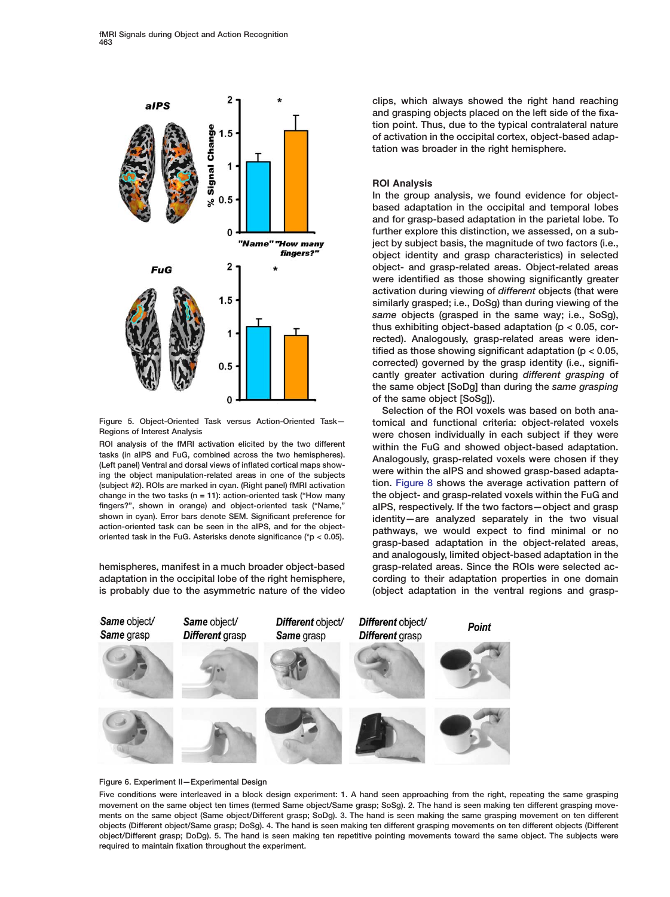Figure 5. Object-Oriented Task versus Action-Oriented Task—Regions of Interest Analysis

ROI analysis of the fMRI activation elicited by the two different tasks (in aIPS and FuG, combined across the two hemispheres). (Left panel) Ventral and dorsal views of inflated cortical maps showing the object manipulation-related areas in one of the subjects (subject #2). ROIs are marked in cyan. (Right panel) fMRI activation change in the two tasks (n = 11): action-oriented task ("How many fingers?", shown in orange) and object-oriented task ("Name," shown in cyan). Error bars denote SEM. Significant preference for action-oriented task can be seen in the aIPS, and for the object-oriented task in the FuG. Asterisks denote significance (*$p < 0.05$).

hemispheres, manifest in a much broader object-based adaptation in the occipital lobe of the right hemisphere, is probably due to the asymmetric nature of the video clips, which always showed the right hand reaching and grasping objects placed on the left side of the fixation point. Thus, due to the typical contralateral nature of activation in the occipital cortex, object-based adaptation was broader in the right hemisphere.

### ROI Analysis

In the group analysis, we found evidence for object-based adaptation in the occipital and temporal lobes and for grasp-based adaptation in the parietal lobe. To further explore this distinction, we assessed, on a subject by subject basis, the magnitude of two factors (i.e., object identity and grasp characteristics) in selected object- and grasp-related areas. Object-related areas were identified as those showing significantly greater activation during viewing of *different* objects (that were similarly grasped; i.e., DoSg) than during viewing of the *same* objects (grasped in the same way; i.e., SoSg), thus exhibiting object-based adaptation ($p < 0.05$, corrected). Analogously, grasp-related areas were identified as those showing significant adaptation ($p < 0.05$, corrected) governed by the grasp identity (i.e., significantly greater activation during *different grasping* of the same object [SoDg] than during the *same grasping* of the same object [SoSg]).

Selection of the ROI voxels was based on both anatomical and functional criteria: object-related voxels were chosen individually in each subject if they were within the FuG and showed object-based adaptation. Analogously, grasp-related voxels were chosen if they were within the aIPS and showed grasp-based adaptation. Figure 8 shows the average activation pattern of the object- and grasp-related voxels within the FuG and aIPS, respectively. If the two factors—object and grasp identity—are analyzed separately in the two visual pathways, we would expect to find minimal or no grasp-based adaptation in the object-related areas, and analogously, limited object-based adaptation in the grasp-related areas. Since the ROIs were selected according to their adaptation properties in one domain (object adaptation in the ventral regions and grasp-

Figure 6. Experiment II—Experimental Design

Five conditions were interleaved in a block design experiment: 1. A hand seen approaching from the right, repeating the same grasping movement on the same object ten times (termed Same object/Same grasp; SoSg). 2. The hand is seen making ten different grasping movements on the same object (Same object/Different grasp; SoDg). 3. The hand is seen making the same grasping movement on ten different objects (Different object/Same grasp; DoSg). 4. The hand is seen making ten different grasping movements on ten different objects (Different object/Different grasp; DoDg). 5. The hand is seen making ten repetitive pointing movements toward the same object. The subjects were required to maintain fixation throughout the experiment.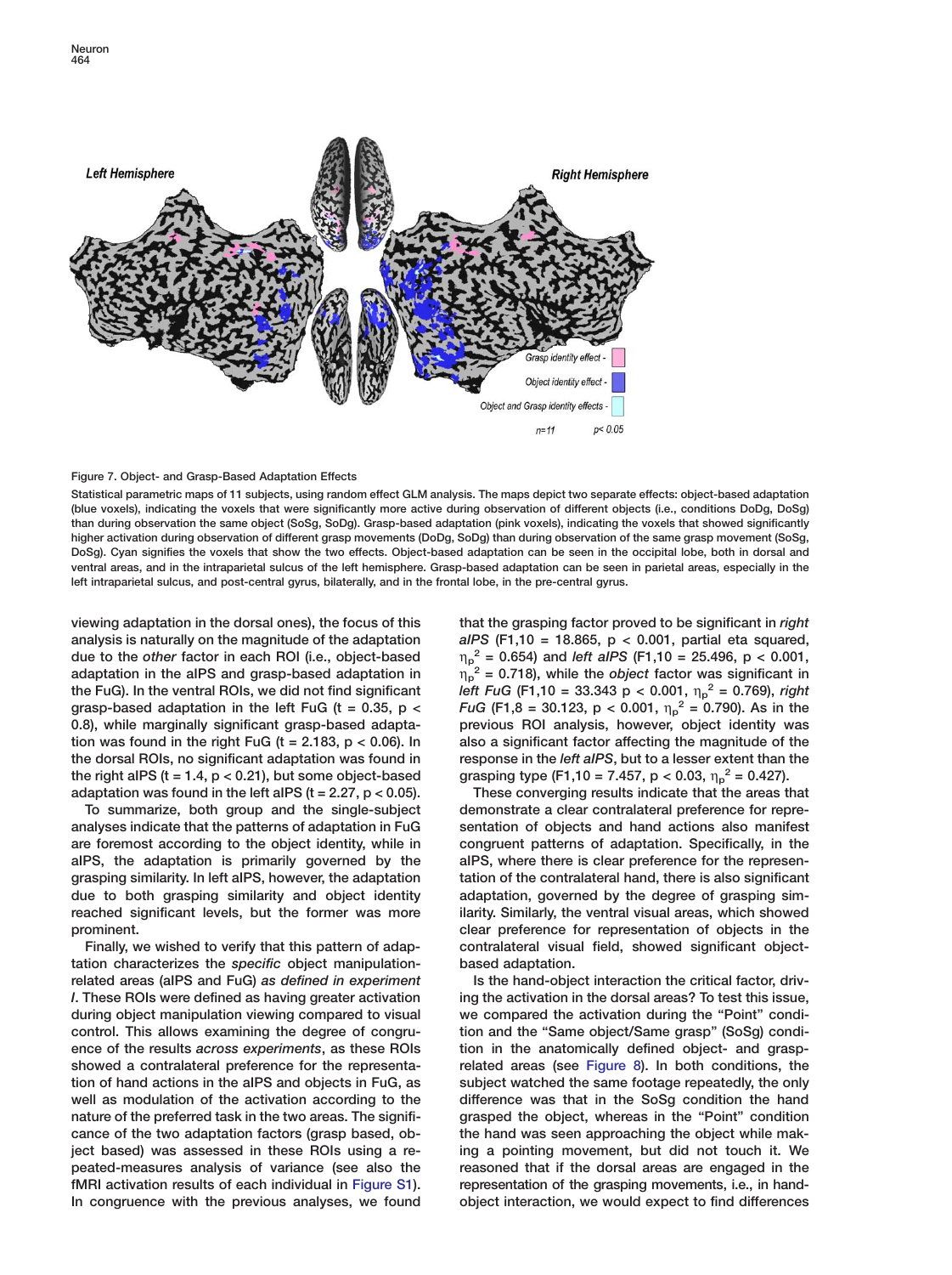Figure 7. Object- and Grasp-Based Adaptation Effects

Statistical parametric maps of 11 subjects, using random effect GLM analysis. The maps depict two separate effects: object-based adaptation (blue voxels), indicating the voxels that were significantly more active during observation of different objects (i.e., conditions DoDg, DoSg) than during observation the same object (SoSg, SoDg). Grasp-based adaptation (pink voxels), indicating the voxels that showed significantly higher activation during observation of different grasp movements (DoDg, SoDg) than during observation of the same grasp movement (SoSg, DoSg). Cyan signifies the voxels that show the two effects. Object-based adaptation can be seen in the occipital lobe, both in dorsal and ventral areas, and in the intraparietal sulcus of the left hemisphere. Grasp-based adaptation can be seen in parietal areas, especially in the left intraparietal sulcus, and post-central gyrus, bilaterally, and in the frontal lobe, in the pre-central gyrus.

viewing adaptation in the dorsal ones), the focus of this analysis is naturally on the magnitude of the adaptation due to the *other* factor in each ROI (i.e., object-based adaptation in the aIPS and grasp-based adaptation in the FuG). In the ventral ROIs, we did not find significant grasp-based adaptation in the left FuG ($t = 0.35$, $p < 0.8$), while marginally significant grasp-based adaptation was found in the right FuG ($t = 2.183$, $p < 0.06$). In the dorsal ROIs, no significant adaptation was found in the right aIPS ($t = 1.4$, $p < 0.21$), but some object-based adaptation was found in the left aIPS ($t = 2.27$, $p < 0.05$).

To summarize, both group and the single-subject analyses indicate that the patterns of adaptation in FuG are foremost according to the object identity, while in aIPS, the adaptation is primarily governed by the grasping similarity. In left aIPS, however, the adaptation due to both grasping similarity and object identity reached significant levels, but the former was more prominent.

Finally, we wished to verify that this pattern of adaptation characterizes the *specific* object manipulation-related areas (aIPS and FuG) *as defined in experiment I*. These ROIs were defined as having greater activation during object manipulation viewing compared to visual control. This allows examining the degree of congruence of the results *across experiments*, as these ROIs showed a contralateral preference for the representation of hand actions in the aIPS and objects in FuG, as well as modulation of the activation according to the nature of the preferred task in the two areas. The significance of the two adaptation factors (grasp based, object based) was assessed in these ROIs using a repeated-measures analysis of variance (see also the fMRI activation results of each individual in Figure S1). In congruence with the previous analyses, we found that the grasping factor proved to be significant in *right aIPS* ($F_{1,10} = 18.865$, $p < 0.001$, partial eta squared, $\eta_p^2 = 0.654$) and *left aIPS* ($F_{1,10} = 25.496$, $p < 0.001$, $\eta_p^2 = 0.718$), while the *object* factor was significant in *left FuG* ($F_{1,10} = 33.343$ $p < 0.001$, $\eta_p^2 = 0.769$), *right FuG* ($F_{1,8} = 30.123$, $p < 0.001$, $\eta_p^2 = 0.790$). As in the previous ROI analysis, however, object identity was also a significant factor affecting the magnitude of the response in the *left aIPS*, but to a lesser extent than the grasping type ($F_{1,10} = 7.457$, $p < 0.03$, $\eta_p^2 = 0.427$).

These converging results indicate that the areas that demonstrate a clear contralateral preference for representation of objects and hand actions also manifest congruent patterns of adaptation. Specifically, in the aIPS, where there is clear preference for the representation of the contralateral hand, there is also significant adaptation, governed by the degree of grasping similarity. Similarly, the ventral visual areas, which showed clear preference for representation of objects in the contralateral visual field, showed significant object-based adaptation.

Is the hand-object interaction the critical factor, driving the activation in the dorsal areas? To test this issue, we compared the activation during the "Point" condition and the "Same object/Same grasp" (SoSg) condition in the anatomically defined object- and grasp-related areas (see Figure 8). In both conditions, the subject watched the same footage repeatedly, the only difference was that in the SoSg condition the hand grasped the object, whereas in the "Point" condition the hand was seen approaching the object while making a pointing movement, but did not touch it. We reasoned that if the dorsal areas are engaged in the representation of the grasping movements, i.e., in hand-object interaction, we would expect to find differences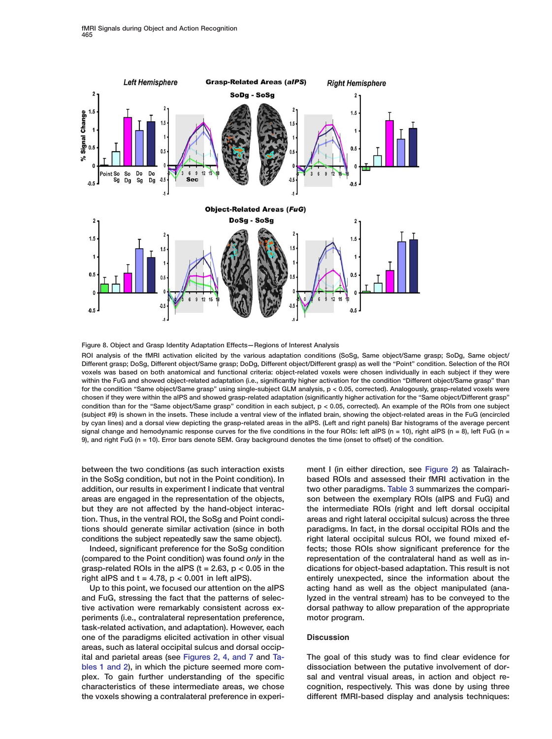Figure 8. Object and Grasp Identity Adaptation Effects—Regions of Interest Analysis

ROI analysis of the fMRI activation elicited by the various adaptation conditions (SoSg, Same object/Same grasp; SoDg, Same object/Different grasp; DoSg, Different object/Same grasp; DoDg, Different object/Different grasp) as well the "Point" condition. Selection of the ROI voxels was based on both anatomical and functional criteria: object-related voxels were chosen individually in each subject if they were within the FuG and showed object-related adaptation (i.e., significantly higher activation for the condition "Different object/Same grasp" than for the condition "Same object/Same grasp" using single-subject GLM analysis, $p < 0.05$, corrected). Analogously, grasp-related voxels were chosen if they were within the aIPS and showed grasp-related adaptation (significantly higher activation for the "Same object/Different grasp" condition than for the "Same object/Same grasp" condition in each subject, $p < 0.05$, corrected). An example of the ROIs from one subject (subject #9) is shown in the insets. These include a ventral view of the inflated brain, showing the object-related areas in the FuG (encircled by cyan lines) and a dorsal view depicting the grasp-related areas in the aIPS. (Left and right panels) Bar histograms of the average percent signal change and hemodynamic response curves for the five conditions in the four ROIs: left aIPS ($n = 10$), right aIPS ($n = 8$), left FuG ($n = 9$), and right FuG ($n = 10$). Error bars denote SEM. Gray background denotes the time (onset to offset) of the condition.

between the two conditions (as such interaction exists in the SoSg condition, but not in the Point condition). In addition, our results in experiment I indicate that ventral areas are engaged in the representation of the objects, but they are not affected by the hand-object interaction. Thus, in the ventral ROI, the SoSg and Point conditions should generate similar activation (since in both conditions the subject repeatedly saw the same object).

Indeed, significant preference for the SoSg condition (compared to the Point condition) was found *only* in the grasp-related ROIs in the aIPS ($t = 2.63$, $p < 0.05$ in the right aIPS and $t = 4.78$, $p < 0.001$ in left aIPS).

Up to this point, we focused our attention on the aIPS and FuG, stressing the fact that the patterns of selective activation were remarkably consistent across experiments (i.e., contralateral representation preference, task-related activation, and adaptation). However, each one of the paradigms elicited activation in other visual areas, such as lateral occipital sulcus and dorsal occipital and parietal areas (see Figures 2, 4, and 7 and Tables 1 and 2), in which the picture seemed more complex. To gain further understanding of the specific characteristics of these intermediate areas, we chose the voxels showing a contralateral preference in experiment I (in either direction, see Figure 2) as Talairach-based ROIs and assessed their fMRI activation in the two other paradigms. Table 3 summarizes the comparison between the exemplary ROIs (aIPS and FuG) and the intermediate ROIs (right and left dorsal occipital areas and right lateral occipital sulcus) across the three paradigms. In fact, in the dorsal occipital ROIs and the right lateral occipital sulcus ROI, we found mixed effects; those ROIs show significant preference for the representation of the contralateral hand as well as indications for object-based adaptation. This result is not entirely unexpected, since the information about the acting hand as well as the object manipulated (analyzed in the ventral stream) has to be conveyed to the dorsal pathway to allow preparation of the appropriate motor program.

## Discussion

The goal of this study was to find clear evidence for dissociation between the putative involvement of dorsal and ventral visual areas, in action and object recognition, respectively. This was done by using three different fMRI-based display and analysis techniques: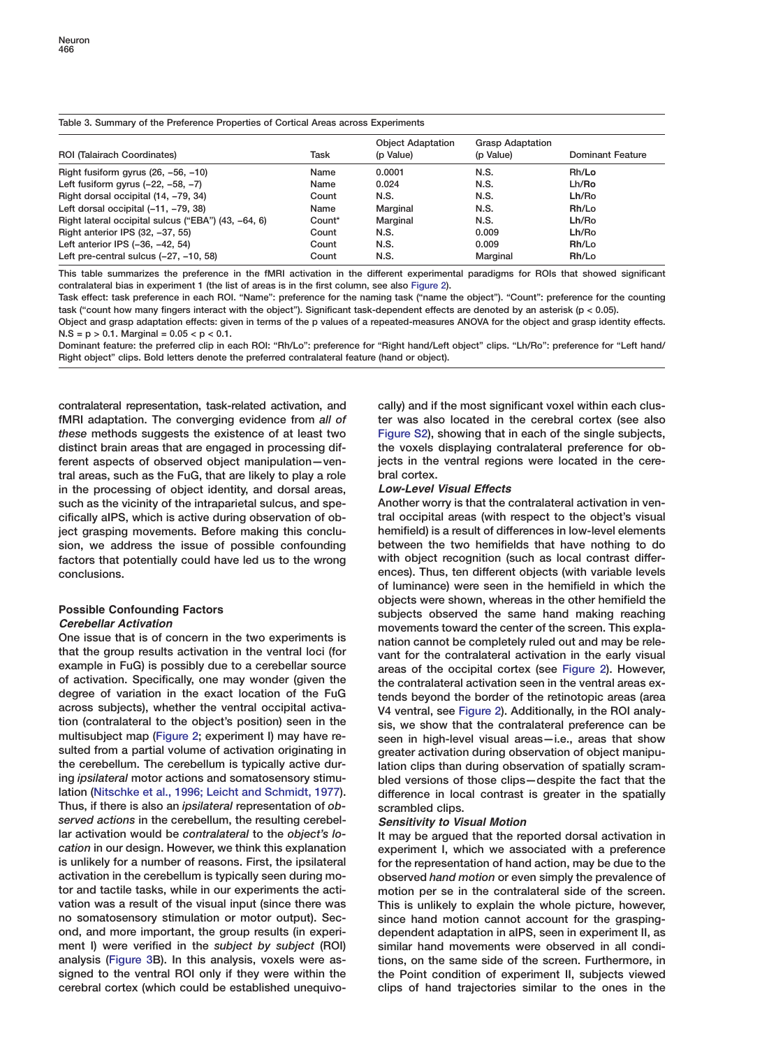Table 3. Summary of the Preference Properties of Cortical Areas across Experiments

| ROI (Talairach Coordinates) | Task | Object Adaptation (p Value) | Grasp Adaptation (p Value) | Dominant Feature |
|---|---|---|---|---|
| Right fusiform gyrus (26, −56, −10) | Name | 0.0001 | N.S. | Rh/**Lo** |
| Left fusiform gyrus (−22, −58, −7) | Name | 0.024 | N.S. | Lh/**Ro** |
| Right dorsal occipital (14, −79, 34) | Count | N.S. | N.S. | **Lh**/Ro |
| Left dorsal occipital (−11, −79, 38) | Name | Marginal | N.S. | **Rh**/Lo |
| Right lateral occipital sulcus ("EBA") (43, −64, 6) | Count* | Marginal | N.S. | **Lh**/Ro |
| Right anterior IPS (32, −37, 55) | Count | N.S. | 0.009 | **Lh**/Ro |
| Left anterior IPS (−36, −42, 54) | Count | N.S. | 0.009 | **Rh**/Lo |
| Left pre-central sulcus (−27, −10, 58) | Count | N.S. | Marginal | **Rh**/Lo |

This table summarizes the preference in the fMRI activation in the different experimental paradigms for ROIs that showed significant contralateral bias in experiment 1 (the list of areas is in the first column, see also Figure 2).

Task effect: task preference in each ROI. "Name": preference for the naming task ("name the object"). "Count": preference for the counting task ("count how many fingers interact with the object"). Significant task-dependent effects are denoted by an asterisk ($p < 0.05$).

Object and grasp adaptation effects: given in terms of the p values of a repeated-measures ANOVA for the object and grasp identity effects. N.S = $p > 0.1$. Marginal = $0.05 < p < 0.1$.

Dominant feature: the preferred clip in each ROI: "Rh/Lo": preference for "Right hand/Left object" clips. "Lh/Ro": preference for "Left hand/ Right object" clips. Bold letters denote the preferred contralateral feature (hand or object).

contralateral representation, task-related activation, and fMRI adaptation. The converging evidence from *all of these* methods suggests the existence of at least two distinct brain areas that are engaged in processing different aspects of observed object manipulation—ventral areas, such as the FuG, that are likely to play a role in the processing of object identity, and dorsal areas, such as the vicinity of the intraparietal sulcus, and specifically aIPS, which is active during observation of object grasping movements. Before making this conclusion, we address the issue of possible confounding factors that potentially could have led us to the wrong conclusions.

## Possible Confounding Factors

### *Cerebellar Activation*

One issue that is of concern in the two experiments is that the group results activation in the ventral loci (for example in FuG) is possibly due to a cerebellar source of activation. Specifically, one may wonder (given the degree of variation in the exact location of the FuG across subjects), whether the ventral occipital activation (contralateral to the object's position) seen in the multisubject map (Figure 2; experiment I) may have resulted from a partial volume of activation originating in the cerebellum. The cerebellum is typically active during *ipsilateral* motor actions and somatosensory stimulation (Nitschke et al., 1996; Leicht and Schmidt, 1977). Thus, if there is also an *ipsilateral* representation of *observed actions* in the cerebellum, the resulting cerebellar activation would be *contralateral* to the *object's location* in our design. However, we think this explanation is unlikely for a number of reasons. First, the ipsilateral activation in the cerebellum is typically seen during motor and tactile tasks, while in our experiments the activation was a result of the visual input (since there was no somatosensory stimulation or motor output). Second, and more important, the group results (in experiment I) were verified in the *subject by subject* (ROI) analysis (Figure 3B). In this analysis, voxels were assigned to the ventral ROI only if they were within the cerebral cortex (which could be established unequivocally) and if the most significant voxel within each cluster was also located in the cerebral cortex (see also Figure S2), showing that in each of the single subjects, the voxels displaying contralateral preference for objects in the ventral regions were located in the cerebral cortex.

### *Low-Level Visual Effects*

Another worry is that the contralateral activation in ventral occipital areas (with respect to the object's visual hemifield) is a result of differences in low-level elements between the two hemifields that have nothing to do with object recognition (such as local contrast differences). Thus, ten different objects (with variable levels of luminance) were seen in the hemifield in which the objects were shown, whereas in the other hemifield the subjects observed the same hand making reaching movements toward the center of the screen. This explanation cannot be completely ruled out and may be relevant for the contralateral activation in the early visual areas of the occipital cortex (see Figure 2). However, the contralateral activation seen in the ventral areas extends beyond the border of the retinotopic areas (area V4 ventral, see Figure 2). Additionally, in the ROI analysis, we show that the contralateral preference can be seen in high-level visual areas—i.e., areas that show greater activation during observation of object manipulation clips than during observation of spatially scrambled versions of those clips—despite the fact that the difference in local contrast is greater in the spatially scrambled clips.

### *Sensitivity to Visual Motion*

It may be argued that the reported dorsal activation in experiment I, which we associated with a preference for the representation of hand action, may be due to the observed *hand motion* or even simply the prevalence of motion per se in the contralateral side of the screen. This is unlikely to explain the whole picture, however, since hand motion cannot account for the grasping-dependent adaptation in aIPS, seen in experiment II, as similar hand movements were observed in all conditions, on the same side of the screen. Furthermore, in the Point condition of experiment II, subjects viewed clips of hand trajectories similar to the ones in the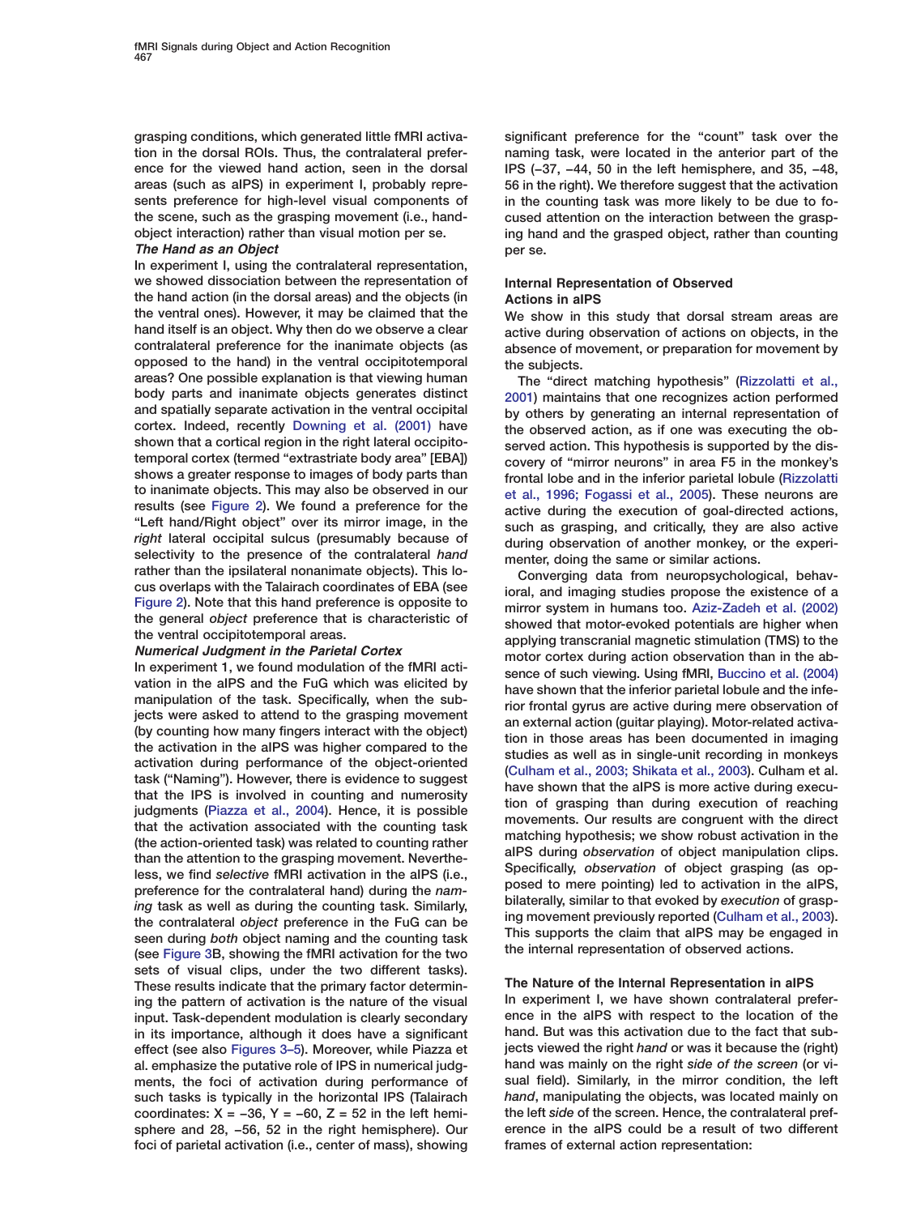grasping conditions, which generated little fMRI activation in the dorsal ROIs. Thus, the contralateral preference for the viewed hand action, seen in the dorsal areas (such as aIPS) in experiment I, probably represents preference for high-level visual components of the scene, such as the grasping movement (i.e., hand-object interaction) rather than visual motion per se.

### *The Hand as an Object*

In experiment I, using the contralateral representation, we showed dissociation between the representation of the hand action (in the dorsal areas) and the objects (in the ventral ones). However, it may be claimed that the hand itself is an object. Why then do we observe a clear contralateral preference for the inanimate objects (as opposed to the hand) in the ventral occipitotemporal areas? One possible explanation is that viewing human body parts and inanimate objects generates distinct and spatially separate activation in the ventral occipital cortex. Indeed, recently Downing et al. (2001) have shown that a cortical region in the right lateral occipitotemporal cortex (termed "extrastriate body area" [EBA]) shows a greater response to images of body parts than to inanimate objects. This may also be observed in our results (see Figure 2). We found a preference for the "Left hand/Right object" over its mirror image, in the *right* lateral occipital sulcus (presumably because of selectivity to the presence of the contralateral *hand* rather than the ipsilateral nonanimate objects). This locus overlaps with the Talairach coordinates of EBA (see Figure 2). Note that this hand preference is opposite to the general *object* preference that is characteristic of the ventral occipitotemporal areas.

### *Numerical Judgment in the Parietal Cortex*

In experiment 1, we found modulation of the fMRI activation in the aIPS and the FuG which was elicited by manipulation of the task. Specifically, when the subjects were asked to attend to the grasping movement (by counting how many fingers interact with the object) the activation in the aIPS was higher compared to the activation during performance of the object-oriented task ("Naming"). However, there is evidence to suggest that the IPS is involved in counting and numerosity judgments (Piazza et al., 2004). Hence, it is possible that the activation associated with the counting task (the action-oriented task) was related to counting rather than the attention to the grasping movement. Nevertheless, we find *selective* fMRI activation in the aIPS (i.e., preference for the contralateral hand) during the *naming* task as well as during the counting task. Similarly, the contralateral *object* preference in the FuG can be seen during *both* object naming and the counting task (see Figure 3B, showing the fMRI activation for the two sets of visual clips, under the two different tasks). These results indicate that the primary factor determining the pattern of activation is the nature of the visual input. Task-dependent modulation is clearly secondary in its importance, although it does have a significant effect (see also Figures 3–5). Moreover, while Piazza et al. emphasize the putative role of IPS in numerical judgments, the foci of activation during performance of such tasks is typically in the horizontal IPS (Talairach coordinates: X = −36, Y = −60, Z = 52 in the left hemisphere and 28, −56, 52 in the right hemisphere). Our foci of parietal activation (i.e., center of mass), showing significant preference for the "count" task over the naming task, were located in the anterior part of the IPS (−37, −44, 50 in the left hemisphere, and 35, −48, 56 in the right). We therefore suggest that the activation in the counting task was more likely to be due to focused attention on the interaction between the grasping hand and the grasped object, rather than counting per se.

## Internal Representation of Observed Actions in aIPS

We show in this study that dorsal stream areas are active during observation of actions on objects, in the absence of movement, or preparation for movement by the subjects.

The "direct matching hypothesis" (Rizzolatti et al., 2001) maintains that one recognizes action performed by others by generating an internal representation of the observed action, as if one was executing the observed action. This hypothesis is supported by the discovery of "mirror neurons" in area F5 in the monkey's frontal lobe and in the inferior parietal lobule (Rizzolatti et al., 1996; Fogassi et al., 2005). These neurons are active during the execution of goal-directed actions, such as grasping, and critically, they are also active during observation of another monkey, or the experimenter, doing the same or similar actions.

Converging data from neuropsychological, behavioral, and imaging studies propose the existence of a mirror system in humans too. Aziz-Zadeh et al. (2002) showed that motor-evoked potentials are higher when applying transcranial magnetic stimulation (TMS) to the motor cortex during action observation than in the absence of such viewing. Using fMRI, Buccino et al. (2004) have shown that the inferior parietal lobule and the inferior frontal gyrus are active during mere observation of an external action (guitar playing). Motor-related activation in those areas has been documented in imaging studies as well as in single-unit recording in monkeys (Culham et al., 2003; Shikata et al., 2003). Culham et al. have shown that the aIPS is more active during execution of grasping than during execution of reaching movements. Our results are congruent with the direct matching hypothesis; we show robust activation in the aIPS during *observation* of object manipulation clips. Specifically, *observation* of object grasping (as opposed to mere pointing) led to activation in the aIPS, bilaterally, similar to that evoked by *execution* of grasping movement previously reported (Culham et al., 2003). This supports the claim that aIPS may be engaged in the internal representation of observed actions.

## The Nature of the Internal Representation in aIPS

In experiment I, we have shown contralateral preference in the aIPS with respect to the location of the hand. But was this activation due to the fact that subjects viewed the right *hand* or was it because the (right) hand was mainly on the right *side of the screen* (or visual field). Similarly, in the mirror condition, the left *hand*, manipulating the objects, was located mainly on the left *side* of the screen. Hence, the contralateral preference in the aIPS could be a result of two different frames of external action representation: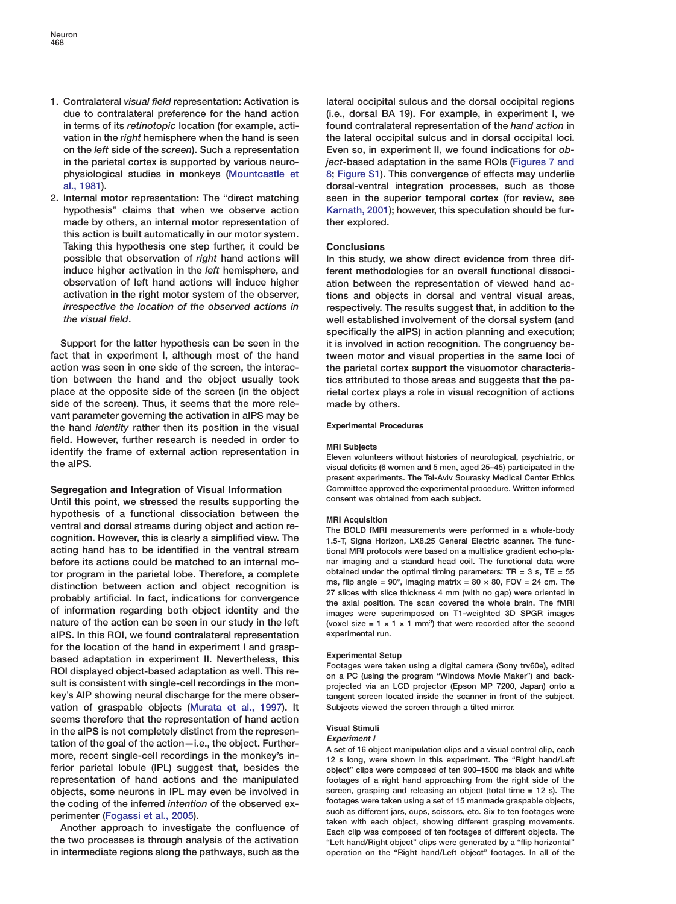1. Contralateral *visual field* representation: Activation is due to contralateral preference for the hand action in terms of its *retinotopic* location (for example, activation in the *right* hemisphere when the hand is seen on the *left* side of the *screen*). Such a representation in the parietal cortex is supported by various neurophysiological studies in monkeys (Mountcastle et al., 1981).
2. Internal motor representation: The "direct matching hypothesis" claims that when we observe action made by others, an internal motor representation of this action is built automatically in our motor system. Taking this hypothesis one step further, it could be possible that observation of *right* hand actions will induce higher activation in the *left* hemisphere, and observation of left hand actions will induce higher activation in the right motor system of the observer, *irrespective the location of the observed actions in the visual field*.

Support for the latter hypothesis can be seen in the fact that in experiment I, although most of the hand action was seen in one side of the screen, the interaction between the hand and the object usually took place at the opposite side of the screen (in the object side of the screen). Thus, it seems that the more relevant parameter governing the activation in aIPS may be the hand *identity* rather then its position in the visual field. However, further research is needed in order to identify the frame of external action representation in the aIPS.

## Segregation and Integration of Visual Information

Until this point, we stressed the results supporting the hypothesis of a functional dissociation between the ventral and dorsal streams during object and action recognition. However, this is clearly a simplified view. The acting hand has to be identified in the ventral stream before its actions could be matched to an internal motor program in the parietal lobe. Therefore, a complete distinction between action and object recognition is probably artificial. In fact, indications for convergence of information regarding both object identity and the nature of the action can be seen in our study in the left aIPS. In this ROI, we found contralateral representation for the location of the hand in experiment I and grasp-based adaptation in experiment II. Nevertheless, this ROI displayed object-based adaptation as well. This result is consistent with single-cell recordings in the monkey's AIP showing neural discharge for the mere observation of graspable objects (Murata et al., 1997). It seems therefore that the representation of hand action in the aIPS is not completely distinct from the representation of the goal of the action—i.e., the object. Furthermore, recent single-cell recordings in the monkey's inferior parietal lobule (IPL) suggest that, besides the representation of hand actions and the manipulated objects, some neurons in IPL may even be involved in the coding of the inferred *intention* of the observed experimenter (Fogassi et al., 2005).

Another approach to investigate the confluence of the two processes is through analysis of the activation in intermediate regions along the pathways, such as the lateral occipital sulcus and the dorsal occipital regions (i.e., dorsal BA 19). For example, in experiment I, we found contralateral representation of the *hand action* in the lateral occipital sulcus and in dorsal occipital loci. Even so, in experiment II, we found indications for *object*-based adaptation in the same ROIs (Figures 7 and 8; Figure S1). This convergence of effects may underlie dorsal-ventral integration processes, such as those seen in the superior temporal cortex (for review, see Karnath, 2001); however, this speculation should be further explored.

## Conclusions

In this study, we show direct evidence from three different methodologies for an overall functional dissociation between the representation of viewed hand actions and objects in dorsal and ventral visual areas, respectively. The results suggest that, in addition to the well established involvement of the dorsal system (and specifically the aIPS) in action planning and execution; it is involved in action recognition. The congruency between motor and visual properties in the same loci of the parietal cortex support the visuomotor characteristics attributed to those areas and suggests that the parietal cortex plays a role in visual recognition of actions made by others.

## Experimental Procedures

### MRI Subjects

Eleven volunteers without histories of neurological, psychiatric, or visual deficits (6 women and 5 men, aged 25–45) participated in the present experiments. The Tel-Aviv Sourasky Medical Center Ethics Committee approved the experimental procedure. Written informed consent was obtained from each subject.

### MRI Acquisition

The BOLD fMRI measurements were performed in a whole-body 1.5-T, Signa Horizon, LX8.25 General Electric scanner. The functional MRI protocols were based on a multislice gradient echo-planar imaging and a standard head coil. The functional data were obtained under the optimal timing parameters: TR = 3 s, TE = 55 ms, flip angle = 90°, imaging matrix = $80 \times 80$, FOV = 24 cm. The 27 slices with slice thickness 4 mm (with no gap) were oriented in the axial position. The scan covered the whole brain. The fMRI images were superimposed on T1-weighted 3D SPGR images (voxel size = $1 \times 1 \times 1$ mm$^3$) that were recorded after the second experimental run.

### Experimental Setup

Footages were taken using a digital camera (Sony trv60e), edited on a PC (using the program "Windows Movie Maker") and back-projected via an LCD projector (Epson MP 7200, Japan) onto a tangent screen located inside the scanner in front of the subject. Subjects viewed the screen through a tilted mirror.

### Visual Stimuli

#### *Experiment I*

A set of 16 object manipulation clips and a visual control clip, each 12 s long, were shown in this experiment. The "Right hand/Left object" clips were composed of ten 900–1500 ms black and white footages of a right hand approaching from the right side of the screen, grasping and releasing an object (total time = 12 s). The footages were taken using a set of 15 manmade graspable objects, such as different jars, cups, scissors, etc. Six to ten footages were taken with each object, showing different grasping movements. Each clip was composed of ten footages of different objects. The "Left hand/Right object" clips were generated by a "flip horizontal" operation on the "Right hand/Left object" footages. In all of the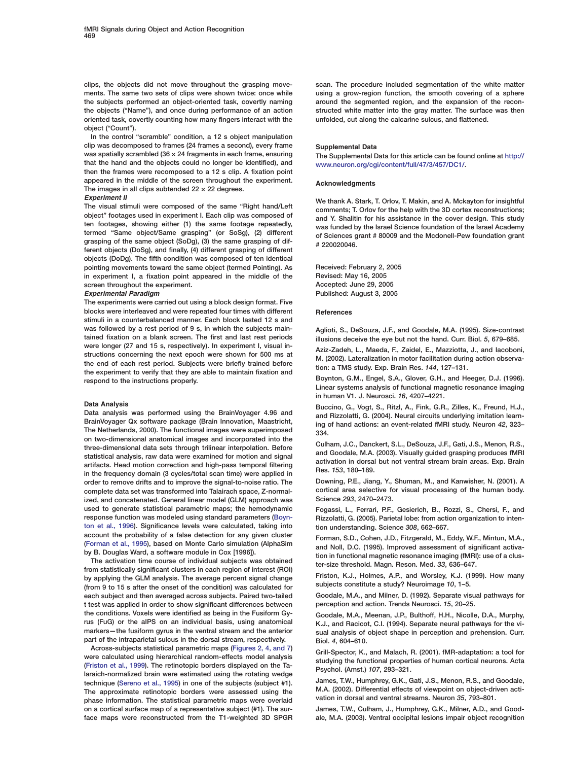clips, the objects did not move throughout the grasping movements. The same two sets of clips were shown twice: once while the subjects performed an object-oriented task, covertly naming the objects ("Name"), and once during performance of an action oriented task, covertly counting how many fingers interact with the object ("Count").

In the control "scramble" condition, a 12 s object manipulation clip was decomposed to frames (24 frames a second), every frame was spatially scrambled (36 × 24 fragments in each frame, ensuring that the hand and the objects could no longer be identified), and then the frames were recomposed to a 12 s clip. A fixation point appeared in the middle of the screen throughout the experiment. The images in all clips subtended 22 × 22 degrees.

***Experiment II***

The visual stimuli were composed of the same "Right hand/Left object" footages used in experiment I. Each clip was composed of ten footages, showing either (1) the same footage repeatedly, termed "Same object/Same grasping" (or SoSg), (2) different grasping of the same object (SoDg), (3) the same grasping of different objects (DoSg), and finally, (4) different grasping of different objects (DoDg). The fifth condition was composed of ten identical pointing movements toward the same object (termed Pointing). As in experiment I, a fixation point appeared in the middle of the screen throughout the experiment.

***Experimental Paradigm***

The experiments were carried out using a block design format. Five blocks were interleaved and were repeated four times with different stimuli in a counterbalanced manner. Each block lasted 12 s and was followed by a rest period of 9 s, in which the subjects maintained fixation on a blank screen. The first and last rest periods were longer (27 and 15 s, respectively). In experiment I, visual instructions concerning the next epoch were shown for 500 ms at the end of each rest period. Subjects were briefly trained before the experiment to verify that they are able to maintain fixation and respond to the instructions properly.

## Data Analysis

Data analysis was performed using the BrainVoyager 4.96 and BrainVoyager Qx software package (Brain Innovation, Maastricht, The Netherlands, 2000). The functional images were superimposed on two-dimensional anatomical images and incorporated into the three-dimensional data sets through trilinear interpolation. Before statistical analysis, raw data were examined for motion and signal artifacts. Head motion correction and high-pass temporal filtering in the frequency domain (3 cycles/total scan time) were applied in order to remove drifts and to improve the signal-to-noise ratio. The complete data set was transformed into Talairach space, Z-normalized, and concatenated. General linear model (GLM) approach was used to generate statistical parametric maps; the hemodynamic response function was modeled using standard parameters (Boynton et al., 1996). Significance levels were calculated, taking into account the probability of a false detection for any given cluster (Forman et al., 1995), based on Monte Carlo simulation (AlphaSim by B. Douglas Ward, a software module in Cox [1996]).

The activation time course of individual subjects was obtained from statistically significant clusters in each region of interest (ROI) by applying the GLM analysis. The average percent signal change (from 9 to 15 s after the onset of the condition) was calculated for each subject and then averaged across subjects. Paired two-tailed t test was applied in order to show significant differences between the conditions. Voxels were identified as being in the Fusiform Gyrus (FuG) or the aIPS on an individual basis, using anatomical markers—the fusiform gyrus in the ventral stream and the anterior part of the intraparietal sulcus in the dorsal stream, respectively.

Across-subjects statistical parametric maps (Figures 2, 4, and 7) were calculated using hierarchical random-effects model analysis (Friston et al., 1999). The retinotopic borders displayed on the Talaraich-normalized brain were estimated using the rotating wedge technique (Sereno et al., 1995) in one of the subjects (subject #1). The approximate retinotopic borders were assessed using the phase information. The statistical parametric maps were overlaid on a cortical surface map of a representative subject (#1). The surface maps were reconstructed from the T1-weighted 3D SPGR scan. The procedure included segmentation of the white matter using a grow-region function, the smooth covering of a sphere around the segmented region, and the expansion of the reconstructed white matter into the gray matter. The surface was then unfolded, cut along the calcarine sulcus, and flattened.

## Supplemental Data

The Supplemental Data for this article can be found online at http://www.neuron.org/cgi/content/full/47/3/457/DC1/.

## Acknowledgments

We thank A. Stark, T. Orlov, T. Makin, and A. Mckayton for insightful comments; T. Orlov for the help with the 3D cortex reconstructions; and Y. Shalitin for his assistance in the cover design. This study was funded by the Israel Science foundation of the Israel Academy of Sciences grant # 80009 and the Mcdonell-Pew foundation grant # 220020046.

Received: February 2, 2005
Revised: May 16, 2005
Accepted: June 29, 2005
Published: August 3, 2005

## References

Aglioti, S., DeSouza, J.F., and Goodale, M.A. (1995). Size-contrast illusions deceive the eye but not the hand. Curr. Biol. *5*, 679–685.

Aziz-Zadeh, L., Maeda, F., Zaidel, E., Mazziotta, J., and Iacoboni, M. (2002). Lateralization in motor facilitation during action observation: a TMS study. Exp. Brain Res. *144*, 127–131.

Boynton, G.M., Engel, S.A., Glover, G.H., and Heeger, D.J. (1996). Linear systems analysis of functional magnetic resonance imaging in human V1. J. Neurosci. *16*, 4207–4221.

Buccino, G., Vogt, S., Ritzl, A., Fink, G.R., Zilles, K., Freund, H.J., and Rizzolatti, G. (2004). Neural circuits underlying imitation learning of hand actions: an event-related fMRI study. Neuron *42*, 323–334.

Culham, J.C., Danckert, S.L., DeSouza, J.F., Gati, J.S., Menon, R.S., and Goodale, M.A. (2003). Visually guided grasping produces fMRI activation in dorsal but not ventral stream brain areas. Exp. Brain Res. *153*, 180–189.

Downing, P.E., Jiang, Y., Shuman, M., and Kanwisher, N. (2001). A cortical area selective for visual processing of the human body. Science *293*, 2470–2473.

Fogassi, L., Ferrari, P.F., Gesierich, B., Rozzi, S., Chersi, F., and Rizzolatti, G. (2005). Parietal lobe: from action organization to intention understanding. Science *308*, 662–667.

Forman, S.D., Cohen, J.D., Fitzgerald, M., Eddy, W.F., Mintun, M.A., and Noll, D.C. (1995). Improved assessment of significant activation in functional magnetic resonance imaging (fMRI): use of a cluster-size threshold. Magn. Reson. Med. *33*, 636–647.

Friston, K.J., Holmes, A.P., and Worsley, K.J. (1999). How many subjects constitute a study? Neuroimage *10*, 1–5.

Goodale, M.A., and Milner, D. (1992). Separate visual pathways for perception and action. Trends Neurosci. *15*, 20–25.

Goodale, M.A., Meenan, J.P., Bulthoff, H.H., Nicolle, D.A., Murphy, K.J., and Racicot, C.I. (1994). Separate neural pathways for the visual analysis of object shape in perception and prehension. Curr. Biol. *4*, 604–610.

Grill-Spector, K., and Malach, R. (2001). fMR-adaptation: a tool for studying the functional properties of human cortical neurons. Acta Psychol. (Amst.) *107*, 293–321.

James, T.W., Humphrey, G.K., Gati, J.S., Menon, R.S., and Goodale, M.A. (2002). Differential effects of viewpoint on object-driven activation in dorsal and ventral streams. Neuron *35*, 793–801.

James, T.W., Culham, J., Humphrey, G.K., Milner, A.D., and Goodale, M.A. (2003). Ventral occipital lesions impair object recognition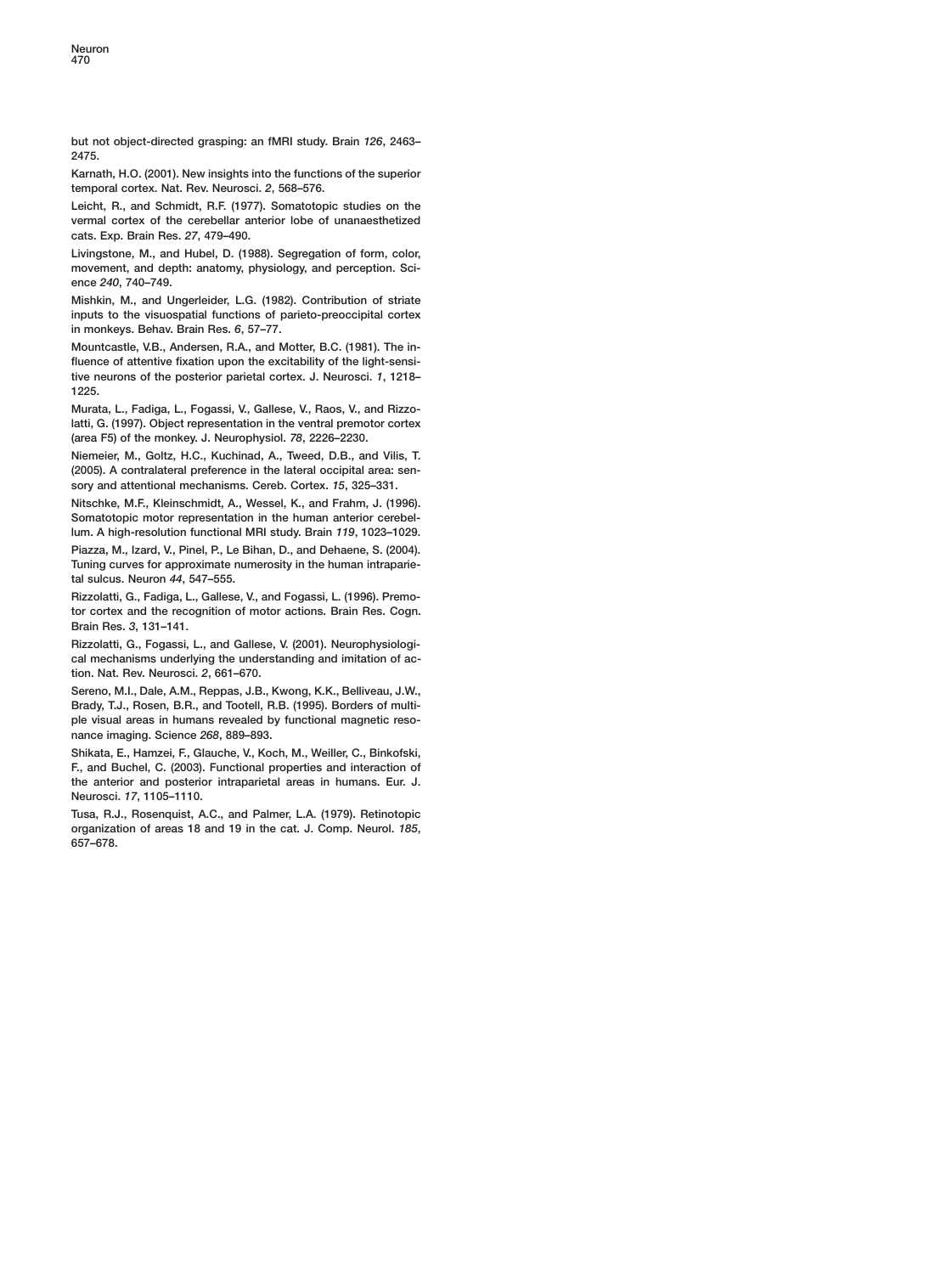but not object-directed grasping: an fMRI study. Brain *126*, 2463–2475.

Karnath, H.O. (2001). New insights into the functions of the superior temporal cortex. Nat. Rev. Neurosci. *2*, 568–576.

Leicht, R., and Schmidt, R.F. (1977). Somatotopic studies on the vermal cortex of the cerebellar anterior lobe of unanaesthetized cats. Exp. Brain Res. *27*, 479–490.

Livingstone, M., and Hubel, D. (1988). Segregation of form, color, movement, and depth: anatomy, physiology, and perception. Science *240*, 740–749.

Mishkin, M., and Ungerleider, L.G. (1982). Contribution of striate inputs to the visuospatial functions of parieto-preoccipital cortex in monkeys. Behav. Brain Res. *6*, 57–77.

Mountcastle, V.B., Andersen, R.A., and Motter, B.C. (1981). The influence of attentive fixation upon the excitability of the light-sensitive neurons of the posterior parietal cortex. J. Neurosci. *1*, 1218–1225.

Murata, L., Fadiga, L., Fogassi, V., Gallese, V., Raos, V., and Rizzolatti, G. (1997). Object representation in the ventral premotor cortex (area F5) of the monkey. J. Neurophysiol. *78*, 2226–2230.

Niemeier, M., Goltz, H.C., Kuchinad, A., Tweed, D.B., and Vilis, T. (2005). A contralateral preference in the lateral occipital area: sensory and attentional mechanisms. Cereb. Cortex. *15*, 325–331.

Nitschke, M.F., Kleinschmidt, A., Wessel, K., and Frahm, J. (1996). Somatotopic motor representation in the human anterior cerebellum. A high-resolution functional MRI study. Brain *119*, 1023–1029.

Piazza, M., Izard, V., Pinel, P., Le Bihan, D., and Dehaene, S. (2004). Tuning curves for approximate numerosity in the human intraparietal sulcus. Neuron *44*, 547–555.

Rizzolatti, G., Fadiga, L., Gallese, V., and Fogassi, L. (1996). Premotor cortex and the recognition of motor actions. Brain Res. Cogn. Brain Res. *3*, 131–141.

Rizzolatti, G., Fogassi, L., and Gallese, V. (2001). Neurophysiological mechanisms underlying the understanding and imitation of action. Nat. Rev. Neurosci. *2*, 661–670.

Sereno, M.I., Dale, A.M., Reppas, J.B., Kwong, K.K., Belliveau, J.W., Brady, T.J., Rosen, B.R., and Tootell, R.B. (1995). Borders of multiple visual areas in humans revealed by functional magnetic resonance imaging. Science *268*, 889–893.

Shikata, E., Hamzei, F., Glauche, V., Koch, M., Weiller, C., Binkofski, F., and Buchel, C. (2003). Functional properties and interaction of the anterior and posterior intraparietal areas in humans. Eur. J. Neurosci. *17*, 1105–1110.

Tusa, R.J., Rosenquist, A.C., and Palmer, L.A. (1979). Retinotopic organization of areas 18 and 19 in the cat. J. Comp. Neurol. *185*, 657–678.